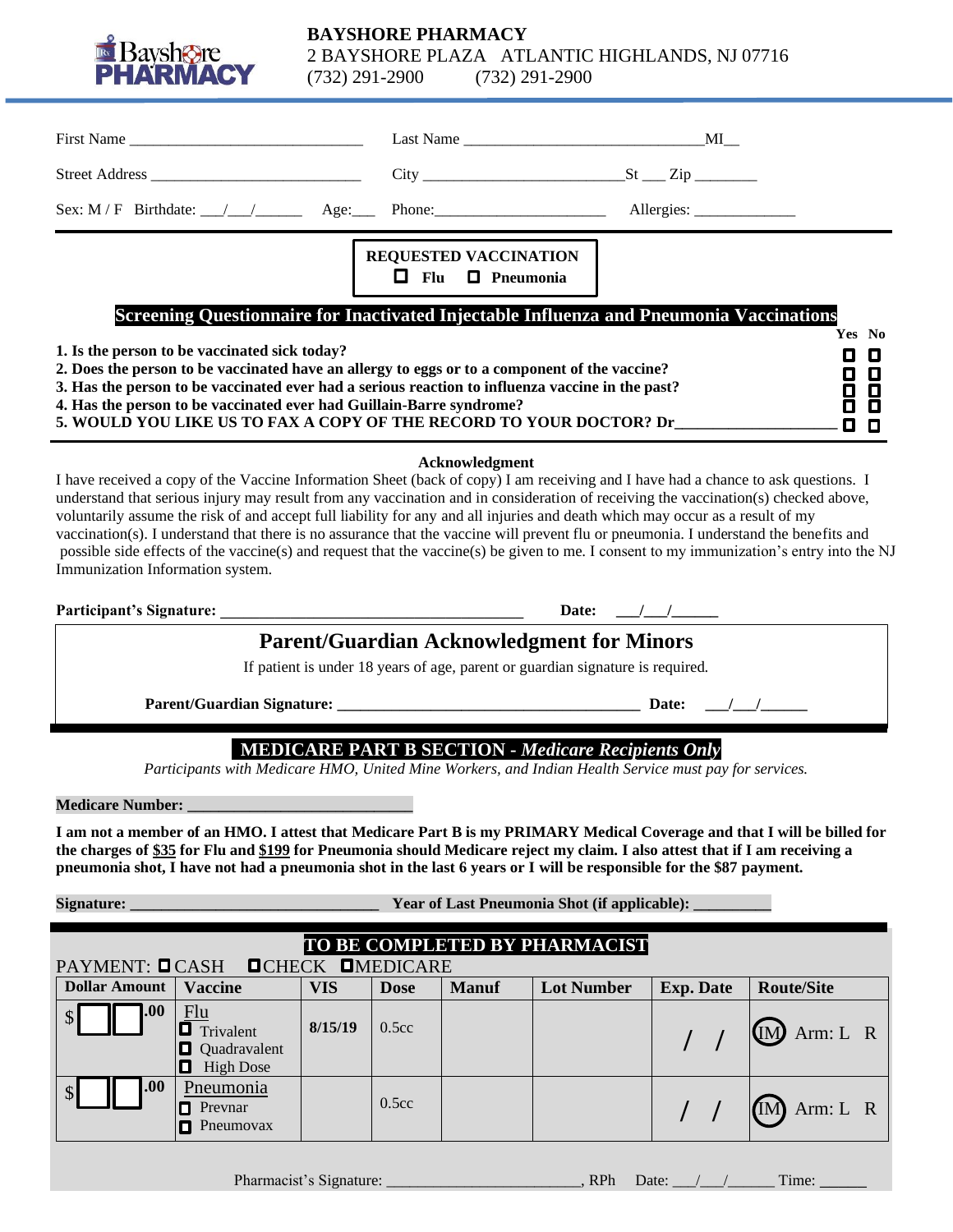# BAYSHORE PHARMACY

2 BAYSHORE PLAZA ATLANTIC HIGHLANDS, NJ 07716
(732) 291-2900 (732) 291-2900

First Name ______________________________ Last Name ______________________________ MI__

Street Address __________________________ City __________________________ St ___ Zip ________

Sex: M / F Birthdate: ___/___/______ Age:___ Phone:______________________ Allergies: _____________

**REQUESTED VACCINATION**
☐ **Flu** ☐ **Pneumonia**

## Screening Questionnaire for Inactivated Injectable Influenza and Pneumonia Vaccinations

| | Yes | No |
|---|---|---|
| **1. Is the person to be vaccinated sick today?** | ☐ | ☐ |
| **2. Does the person to be vaccinated have an allergy to eggs or to a component of the vaccine?** | ☐ | ☐ |
| **3. Has the person to be vaccinated ever had a serious reaction to influenza vaccine in the past?** | ☐ | ☐ |
| **4. Has the person to be vaccinated ever had Guillain-Barre syndrome?** | ☐ | ☐ |
| **5. WOULD YOU LIKE US TO FAX A COPY OF THE RECORD TO YOUR DOCTOR? Dr____________________** | ☐ | ☐ |

**Acknowledgment**

I have received a copy of the Vaccine Information Sheet (back of copy) I am receiving and I have had a chance to ask questions. I understand that serious injury may result from any vaccination and in consideration of receiving the vaccination(s) checked above, voluntarily assume the risk of and accept full liability for any and all injuries and death which may occur as a result of my vaccination(s). I understand that there is no assurance that the vaccine will prevent flu or pneumonia. I understand the benefits and possible side effects of the vaccine(s) and request that the vaccine(s) be given to me. I consent to my immunization's entry into the NJ Immunization Information system.

**Participant's Signature:** ______________________________________ **Date:** ___/___/______

## Parent/Guardian Acknowledgment for Minors

If patient is under 18 years of age, parent or guardian signature is required.

**Parent/Guardian Signature:** ______________________________________ **Date:** ___/___/______

## MEDICARE PART B SECTION - *Medicare Recipients Only*

*Participants with Medicare HMO, United Mine Workers, and Indian Health Service must pay for services.*

**Medicare Number:** ____________________________

**I am not a member of an HMO. I attest that Medicare Part B is my PRIMARY Medical Coverage and that I will be billed for the charges of $35 for Flu and $199 for Pneumonia should Medicare reject my claim. I also attest that if I am receiving a pneumonia shot, I have not had a pneumonia shot in the last 6 years or I will be responsible for the $87 payment.**

**Signature:** _______________________________ **Year of Last Pneumonia Shot (if applicable):** __________

## TO BE COMPLETED BY PHARMACIST

PAYMENT: ☐ CASH ☐ CHECK ☐ MEDICARE

| Dollar Amount | Vaccine | VIS | Dose | Manuf | Lot Number | Exp. Date | Route/Site |
|---|---|---|---|---|---|---|---|
| $ ☐☐ .00 | Flu<br>☐ Trivalent<br>☐ Quadravalent<br>☐ High Dose | 8/15/19 | 0.5cc | | | / / | IM Arm: L R |
| $ ☐☐ .00 | Pneumonia<br>☐ Prevnar<br>☐ Pneumovax | | 0.5cc | | | / / | IM Arm: L R |

Pharmacist's Signature: ________________________, RPh Date: ___/___/______ Time: ______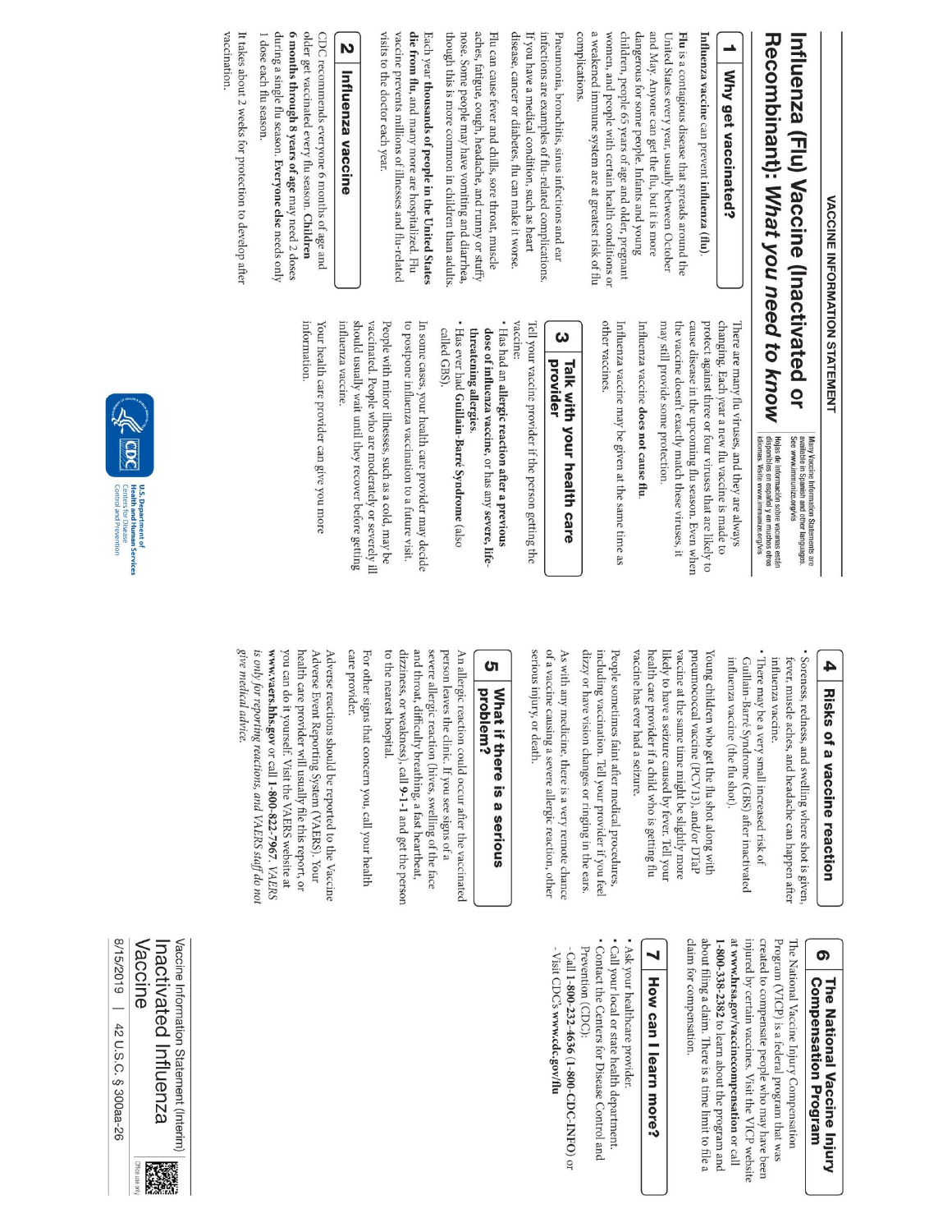VACCINE INFORMATION STATEMENT

# Influenza (Flu) Vaccine (Inactivated or Recombinant): *What you need to know*

Many Vaccine Information Statements are available in Spanish and other languages. See www.immunize.org/vis

Hojas de información sobre vacunas están disponibles en español y en muchos otros idiomas. Visite www.immunize.org/vis

## 1 Why get vaccinated?

**Influenza vaccine** can prevent **influenza (flu)**.

**Flu** is a contagious disease that spreads around the United States every year, usually between October and May. Anyone can get the flu, but it is more dangerous for some people. Infants and young children, people 65 years of age and older, pregnant women, and people with certain health conditions or a weakened immune system are at greatest risk of flu complications.

Pneumonia, bronchitis, sinus infections and ear infections are examples of flu-related complications. If you have a medical condition, such as heart disease, cancer or diabetes, flu can make it worse.

Flu can cause fever and chills, sore throat, muscle aches, fatigue, cough, headache, and runny or stuffy nose. Some people may have vomiting and diarrhea, though this is more common in children than adults.

Each year **thousands of people in the United States die from flu**, and many more are hospitalized. Flu vaccine prevents millions of illnesses and flu-related visits to the doctor each year.

## 2 Influenza vaccine

CDC recommends everyone 6 months of age and older get vaccinated every flu season. **Children 6 months through 8 years of age** may need 2 doses during a single flu season. **Everyone else** needs only 1 dose each flu season.

It takes about 2 weeks for protection to develop after vaccination.

There are many flu viruses, and they are always changing. Each year a new flu vaccine is made to protect against three or four viruses that are likely to cause disease in the upcoming flu season. Even when the vaccine doesn't exactly match these viruses, it may still provide some protection.

Influenza vaccine **does not cause flu**.

Influenza vaccine may be given at the same time as other vaccines.

## 3 Talk with your health care provider

Tell your vaccine provider if the person getting the vaccine:

- Has had an **allergic reaction after a previous dose of influenza vaccine**, or has any **severe, life-threatening allergies**.
- Has ever had **Guillain-Barré Syndrome** (also called GBS).

In some cases, your health care provider may decide to postpone influenza vaccination to a future visit.

People with minor illnesses, such as a cold, may be vaccinated. People who are moderately or severely ill should usually wait until they recover before getting influenza vaccine.

Your health care provider can give you more information.

## 4 Risks of a vaccine reaction

- Soreness, redness, and swelling where shot is given, fever, muscle aches, and headache can happen after influenza vaccine.
- There may be a very small increased risk of Guillain-Barré Syndrome (GBS) after inactivated influenza vaccine (the flu shot).

Young children who get the flu shot along with pneumococcal vaccine (PCV13), and/or DTaP vaccine at the same time might be slightly more likely to have a seizure caused by fever. Tell your health care provider if a child who is getting flu vaccine has ever had a seizure.

People sometimes faint after medical procedures, including vaccination. Tell your provider if you feel dizzy or have vision changes or ringing in the ears.

As with any medicine, there is a very remote chance of a vaccine causing a severe allergic reaction, other serious injury, or death.

## 5 What if there is a serious problem?

An allergic reaction could occur after the vaccinated person leaves the clinic. If you see signs of a severe allergic reaction (hives, swelling of the face and throat, difficulty breathing, a fast heartbeat, dizziness, or weakness), call **9-1-1** and get the person to the nearest hospital.

For other signs that concern you, call your health care provider.

Adverse reactions should be reported to the Vaccine Adverse Event Reporting System (VAERS). Your health care provider will usually file this report, or you can do it yourself. Visit the VAERS website at **www.vaers.hhs.gov** or call **1-800-822-7967**. *VAERS is only for reporting reactions, and VAERS staff do not give medical advice.*

## 6 The National Vaccine Injury Compensation Program

The National Vaccine Injury Compensation Program (VICP) is a federal program that was created to compensate people who may have been injured by certain vaccines. Visit the VICP website at **www.hrsa.gov/vaccinecompensation** or call **1-800-338-2382** to learn about the program and about filing a claim. There is a time limit to file a claim for compensation.

## 7 How can I learn more?

- Ask your healthcare provider.
- Call your local or state health department.
- Contact the Centers for Disease Control and Prevention (CDC):
  - Call **1-800-232-4636 (1-800-CDC-INFO)** or
  - Visit CDC's **www.cdc.gov/flu**

U.S. Department of Health and Human Services
Centers for Disease Control and Prevention

Vaccine Information Statement (Interim)
Inactivated Influenza Vaccine

8/15/2019 | 42 U.S.C. § 300aa-26

Office use only